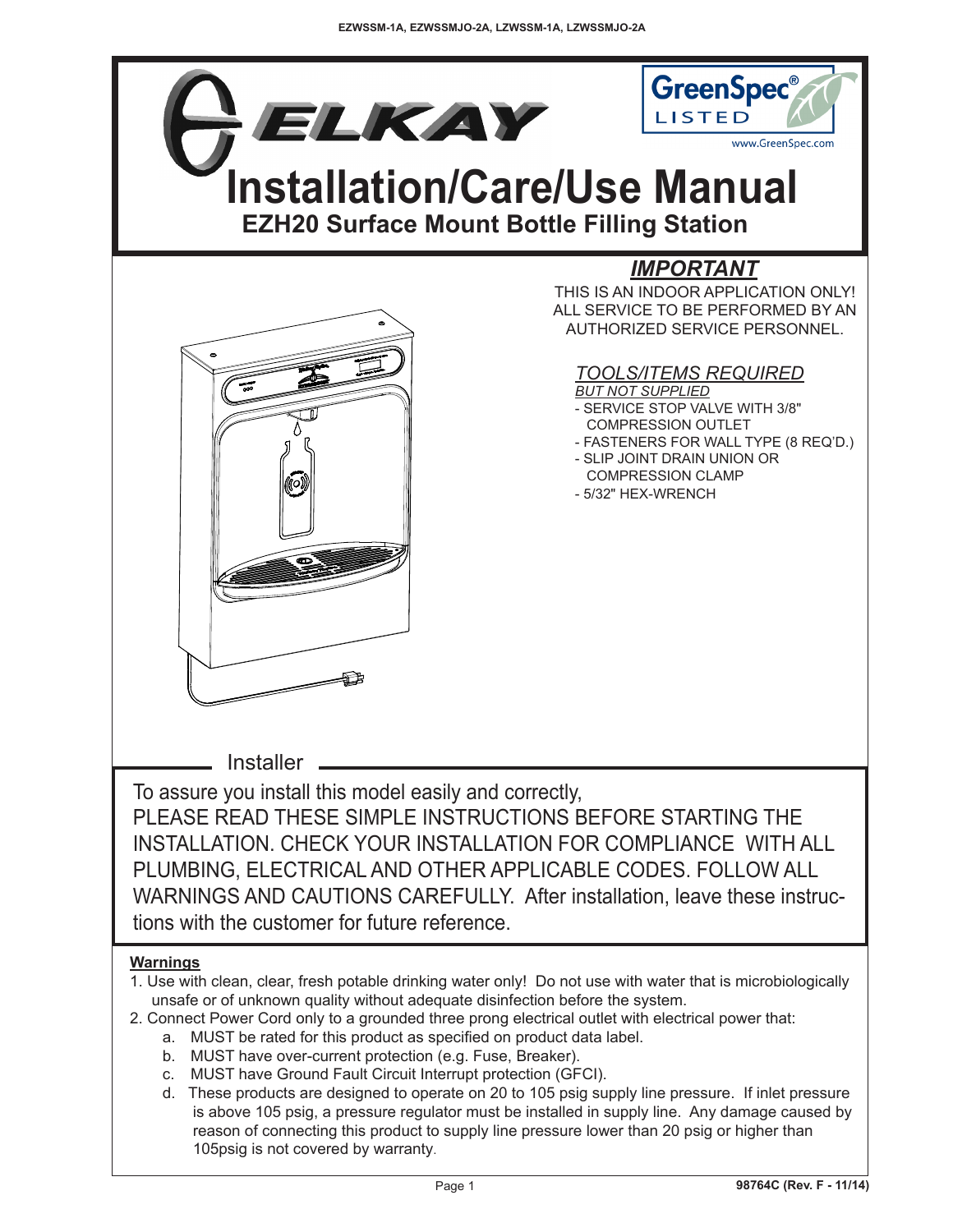EZWSSM-1A, EZWSSMJO-2A, LZWSSM-1A, LZWSSMJO-2A

ELKAY

GreenSpec® LISTED
www.GreenSpec.com

# Installation/Care/Use Manual

## EZH20 Surface Mount Bottle Filling Station

### *IMPORTANT*

THIS IS AN INDOOR APPLICATION ONLY! ALL SERVICE TO BE PERFORMED BY AN AUTHORIZED SERVICE PERSONNEL.

### *TOOLS/ITEMS REQUIRED*

*BUT NOT SUPPLIED*

- SERVICE STOP VALVE WITH 3/8" COMPRESSION OUTLET
- FASTENERS FOR WALL TYPE (8 REQ'D.)
- SLIP JOINT DRAIN UNION OR COMPRESSION CLAMP
- 5/32" HEX-WRENCH

## Installer

To assure you install this model easily and correctly,
PLEASE READ THESE SIMPLE INSTRUCTIONS BEFORE STARTING THE INSTALLATION. CHECK YOUR INSTALLATION FOR COMPLIANCE WITH ALL PLUMBING, ELECTRICAL AND OTHER APPLICABLE CODES. FOLLOW ALL WARNINGS AND CAUTIONS CAREFULLY. After installation, leave these instructions with the customer for future reference.

**Warnings**

1. Use with clean, clear, fresh potable drinking water only! Do not use with water that is microbiologically unsafe or of unknown quality without adequate disinfection before the system.
2. Connect Power Cord only to a grounded three prong electrical outlet with electrical power that:
   a. MUST be rated for this product as specified on product data label.
   b. MUST have over-current protection (e.g. Fuse, Breaker).
   c. MUST have Ground Fault Circuit Interrupt protection (GFCI).
   d. These products are designed to operate on 20 to 105 psig supply line pressure. If inlet pressure is above 105 psig, a pressure regulator must be installed in supply line. Any damage caused by reason of connecting this product to supply line pressure lower than 20 psig or higher than 105psig is not covered by warranty.

98764C (Rev. F - 11/14)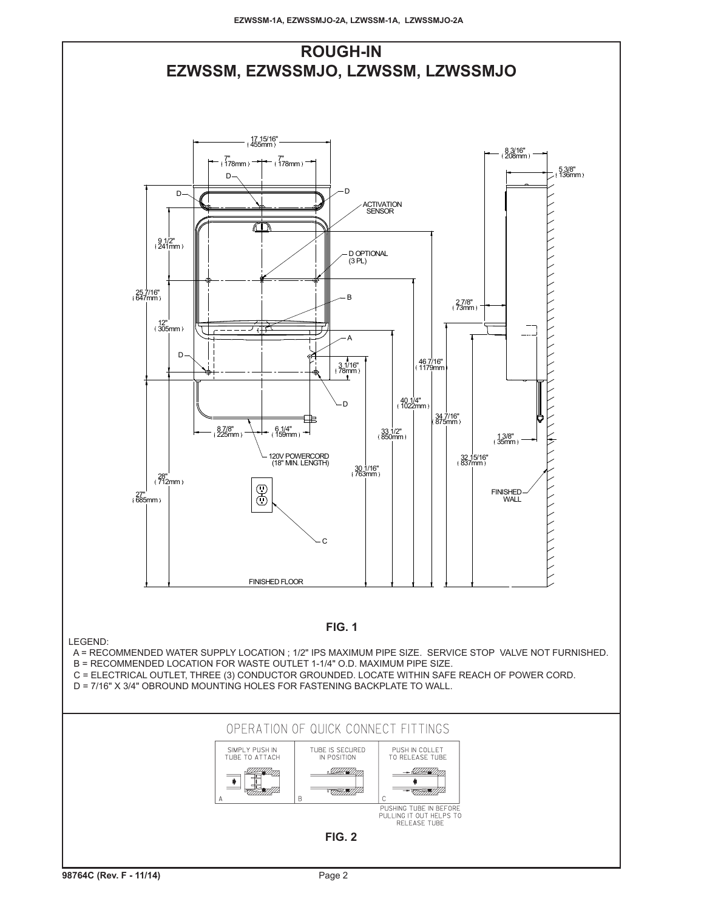# ROUGH-IN

## EZWSSM, EZWSSMJO, LZWSSM, LZWSSMJO

**FIG. 1**

LEGEND:

A = RECOMMENDED WATER SUPPLY LOCATION ; 1/2" IPS MAXIMUM PIPE SIZE. SERVICE STOP VALVE NOT FURNISHED.
B = RECOMMENDED LOCATION FOR WASTE OUTLET 1-1/4" O.D. MAXIMUM PIPE SIZE.
C = ELECTRICAL OUTLET, THREE (3) CONDUCTOR GROUNDED. LOCATE WITHIN SAFE REACH OF POWER CORD.
D = 7/16" X 3/4" OBROUND MOUNTING HOLES FOR FASTENING BACKPLATE TO WALL.

## OPERATION OF QUICK CONNECT FITTINGS

A — SIMPLY PUSH IN TUBE TO ATTACH

B — TUBE IS SECURED IN POSITION

C — PUSH IN COLLET TO RELEASE TUBE

PUSHING TUBE IN BEFORE PULLING IT OUT HELPS TO RELEASE TUBE

**FIG. 2**

98764C (Rev. F - 11/14)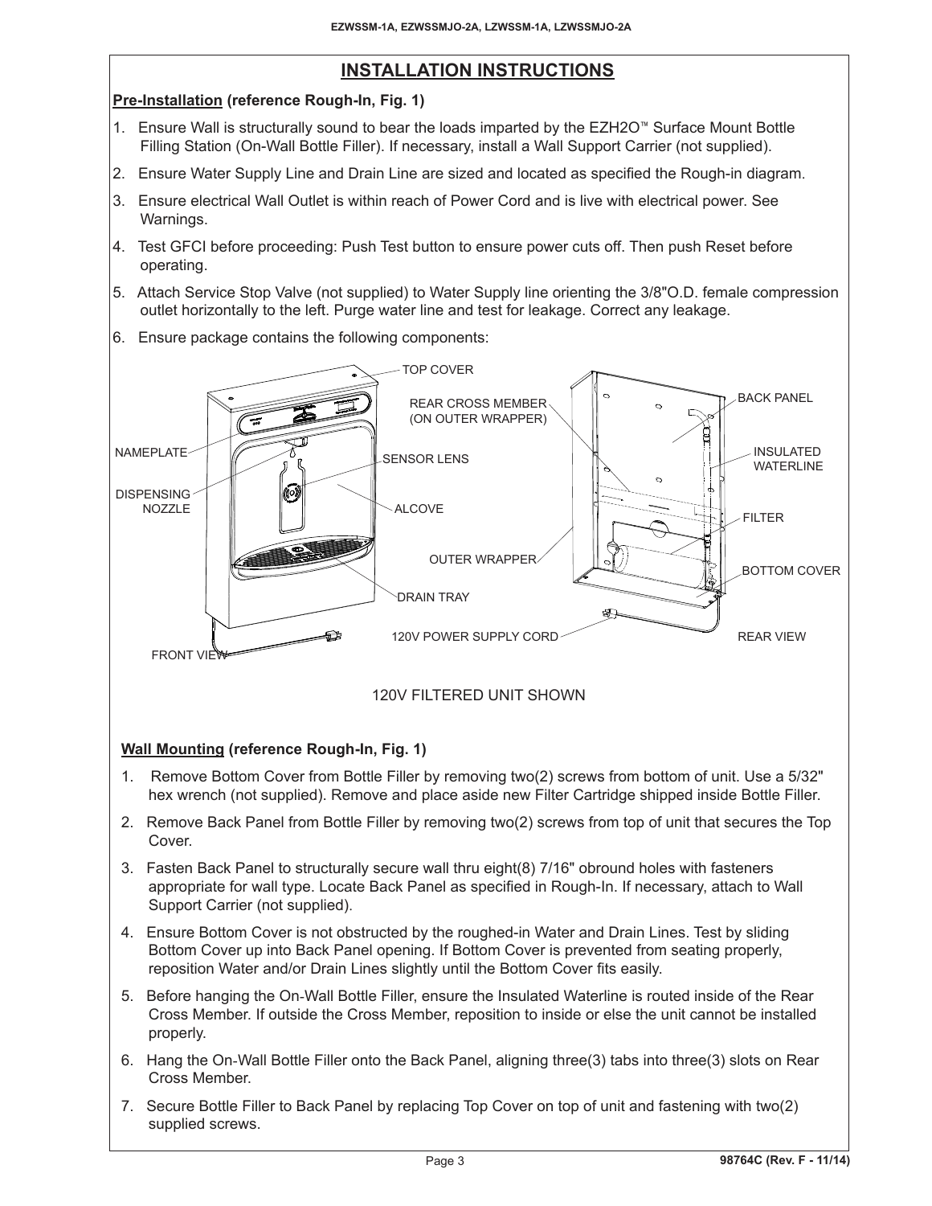## INSTALLATION INSTRUCTIONS

**Pre-Installation (reference Rough-In, Fig. 1)**

1. Ensure Wall is structurally sound to bear the loads imparted by the EZH2O™ Surface Mount Bottle Filling Station (On-Wall Bottle Filler). If necessary, install a Wall Support Carrier (not supplied).
2. Ensure Water Supply Line and Drain Line are sized and located as specified the Rough-in diagram.
3. Ensure electrical Wall Outlet is within reach of Power Cord and is live with electrical power. See Warnings.
4. Test GFCI before proceeding: Push Test button to ensure power cuts off. Then push Reset before operating.
5. Attach Service Stop Valve (not supplied) to Water Supply line orienting the 3/8"O.D. female compression outlet horizontally to the left. Purge water line and test for leakage. Correct any leakage.
6. Ensure package contains the following components:

TOP COVER, REAR CROSS MEMBER (ON OUTER WRAPPER), BACK PANEL, NAMEPLATE, SENSOR LENS, INSULATED WATERLINE, DISPENSING NOZZLE, ALCOVE, FILTER, OUTER WRAPPER, BOTTOM COVER, DRAIN TRAY, 120V POWER SUPPLY CORD, FRONT VIEW, REAR VIEW

120V FILTERED UNIT SHOWN

**Wall Mounting (reference Rough-In, Fig. 1)**

1. Remove Bottom Cover from Bottle Filler by removing two(2) screws from bottom of unit. Use a 5/32" hex wrench (not supplied). Remove and place aside new Filter Cartridge shipped inside Bottle Filler.
2. Remove Back Panel from Bottle Filler by removing two(2) screws from top of unit that secures the Top Cover.
3. Fasten Back Panel to structurally secure wall thru eight(8) 7/16" obround holes with fasteners appropriate for wall type. Locate Back Panel as specified in Rough-In. If necessary, attach to Wall Support Carrier (not supplied).
4. Ensure Bottom Cover is not obstructed by the roughed-in Water and Drain Lines. Test by sliding Bottom Cover up into Back Panel opening. If Bottom Cover is prevented from seating properly, reposition Water and/or Drain Lines slightly until the Bottom Cover fits easily.
5. Before hanging the On-Wall Bottle Filler, ensure the Insulated Waterline is routed inside of the Rear Cross Member. If outside the Cross Member, reposition to inside or else the unit cannot be installed properly.
6. Hang the On-Wall Bottle Filler onto the Back Panel, aligning three(3) tabs into three(3) slots on Rear Cross Member.
7. Secure Bottle Filler to Back Panel by replacing Top Cover on top of unit and fastening with two(2) supplied screws.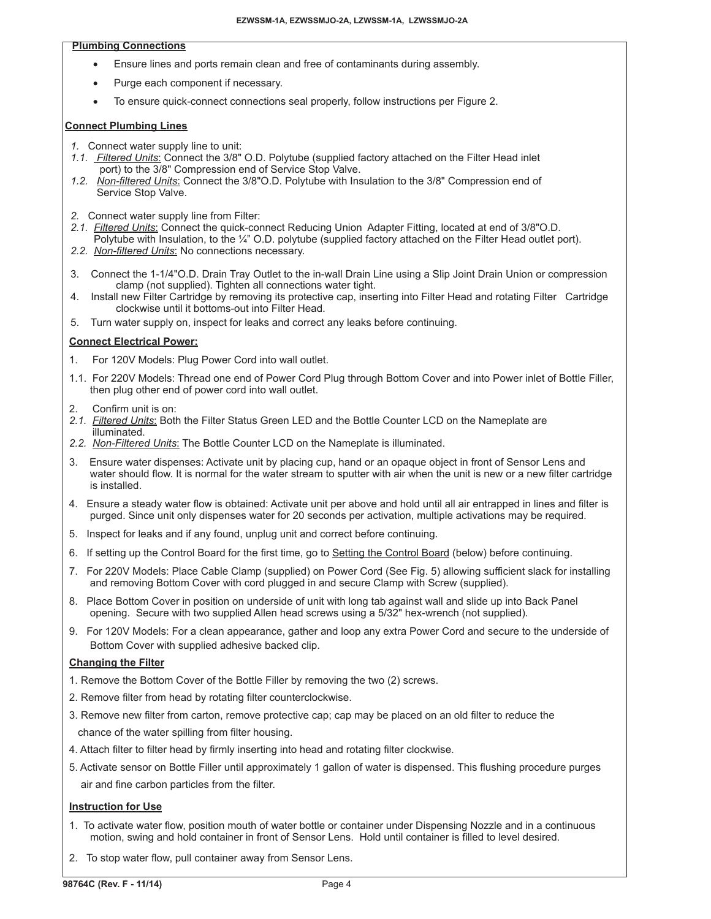## Plumbing Connections

- Ensure lines and ports remain clean and free of contaminants during assembly.
- Purge each component if necessary.
- To ensure quick-connect connections seal properly, follow instructions per Figure 2.

## Connect Plumbing Lines

1. Connect water supply line to unit:

1.1. *Filtered Units*: Connect the 3/8" O.D. Polytube (supplied factory attached on the Filter Head inlet port) to the 3/8" Compression end of Service Stop Valve.

1.2. *Non-filtered Units*: Connect the 3/8"O.D. Polytube with Insulation to the 3/8" Compression end of Service Stop Valve.

2. Connect water supply line from Filter:

2.1. *Filtered Units*: Connect the quick-connect Reducing Union Adapter Fitting, located at end of 3/8"O.D. Polytube with Insulation, to the ¼" O.D. polytube (supplied factory attached on the Filter Head outlet port).

2.2. *Non-filtered Units*: No connections necessary.

3. Connect the 1-1/4"O.D. Drain Tray Outlet to the in-wall Drain Line using a Slip Joint Drain Union or compression clamp (not supplied). Tighten all connections water tight.
4. Install new Filter Cartridge by removing its protective cap, inserting into Filter Head and rotating Filter Cartridge clockwise until it bottoms-out into Filter Head.
5. Turn water supply on, inspect for leaks and correct any leaks before continuing.

## Connect Electrical Power:

1. For 120V Models: Plug Power Cord into wall outlet.

1.1. For 220V Models: Thread one end of Power Cord Plug through Bottom Cover and into Power inlet of Bottle Filler, then plug other end of power cord into wall outlet.

2. Confirm unit is on:

2.1. *Filtered Units*: Both the Filter Status Green LED and the Bottle Counter LCD on the Nameplate are illuminated.

2.2. *Non-Filtered Units*: The Bottle Counter LCD on the Nameplate is illuminated.

3. Ensure water dispenses: Activate unit by placing cup, hand or an opaque object in front of Sensor Lens and water should flow. It is normal for the water stream to sputter with air when the unit is new or a new filter cartridge is installed.
4. Ensure a steady water flow is obtained: Activate unit per above and hold until all air entrapped in lines and filter is purged. Since unit only dispenses water for 20 seconds per activation, multiple activations may be required.
5. Inspect for leaks and if any found, unplug unit and correct before continuing.
6. If setting up the Control Board for the first time, go to Setting the Control Board (below) before continuing.
7. For 220V Models: Place Cable Clamp (supplied) on Power Cord (See Fig. 5) allowing sufficient slack for installing and removing Bottom Cover with cord plugged in and secure Clamp with Screw (supplied).
8. Place Bottom Cover in position on underside of unit with long tab against wall and slide up into Back Panel opening. Secure with two supplied Allen head screws using a 5/32" hex-wrench (not supplied).
9. For 120V Models: For a clean appearance, gather and loop any extra Power Cord and secure to the underside of Bottom Cover with supplied adhesive backed clip.

## Changing the Filter

1. Remove the Bottom Cover of the Bottle Filler by removing the two (2) screws.
2. Remove filter from head by rotating filter counterclockwise.
3. Remove new filter from carton, remove protective cap; cap may be placed on an old filter to reduce the chance of the water spilling from filter housing.
4. Attach filter to filter head by firmly inserting into head and rotating filter clockwise.
5. Activate sensor on Bottle Filler until approximately 1 gallon of water is dispensed. This flushing procedure purges air and fine carbon particles from the filter.

## Instruction for Use

1. To activate water flow, position mouth of water bottle or container under Dispensing Nozzle and in a continuous motion, swing and hold container in front of Sensor Lens. Hold until container is filled to level desired.
2. To stop water flow, pull container away from Sensor Lens.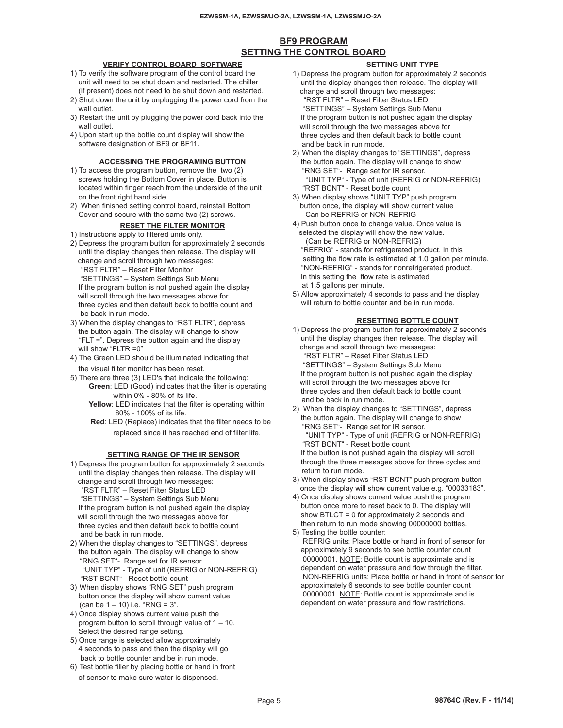## BF9 PROGRAM
## SETTING THE CONTROL BOARD

### VERIFY CONTROL BOARD SOFTWARE

1) To verify the software program of the control board the unit will need to be shut down and restarted. The chiller (if present) does not need to be shut down and restarted.
2) Shut down the unit by unplugging the power cord from the wall outlet.
3) Restart the unit by plugging the power cord back into the wall outlet.
4) Upon start up the bottle count display will show the software designation of BF9 or BF11.

### ACCESSING THE PROGRAMING BUTTON

1) To access the program button, remove the two (2) screws holding the Bottom Cover in place. Button is located within finger reach from the underside of the unit on the front right hand side.
2) When finished setting control board, reinstall Bottom Cover and secure with the same two (2) screws.

### RESET THE FILTER MONITOR

1) Instructions apply to filtered units only.
2) Depress the program button for approximately 2 seconds until the display changes then release. The display will change and scroll through two messages:
   "RST FLTR" – Reset Filter Monitor
   "SETTINGS" – System Settings Sub Menu
   If the program button is not pushed again the display will scroll through the two messages above for three cycles and then default back to bottle count and be back in run mode.
3) When the display changes to "RST FLTR", depress the button again. The display will change to show "FLT =". Depress the button again and the display will show "FLTR =0"
4) The Green LED should be illuminated indicating that the visual filter monitor has been reset.
5) There are three (3) LED's that indicate the following:
   **Green**: LED (Good) indicates that the filter is operating within 0% - 80% of its life.
   **Yellow**: LED indicates that the filter is operating within 80% - 100% of its life.
   **Red**: LED (Replace) indicates that the filter needs to be replaced since it has reached end of filter life.

### SETTING RANGE OF THE IR SENSOR

1) Depress the program button for approximately 2 seconds until the display changes then release. The display will change and scroll through two messages:
   "RST FLTR" – Reset Filter Status LED
   "SETTINGS" – System Settings Sub Menu
   If the program button is not pushed again the display will scroll through the two messages above for three cycles and then default back to bottle count and be back in run mode.
2) When the display changes to "SETTINGS", depress the button again. The display will change to show
   "RNG SET"- Range set for IR sensor.
   "UNIT TYP" - Type of unit (REFRIG or NON-REFRIG)
   "RST BCNT" - Reset bottle count
3) When display shows "RNG SET" push program button once the display will show current value (can be 1 – 10) i.e. "RNG = 3".
4) Once display shows current value push the program button to scroll through value of 1 – 10. Select the desired range setting.
5) Once range is selected allow approximately 4 seconds to pass and then the display will go back to bottle counter and be in run mode.
6) Test bottle filler by placing bottle or hand in front of sensor to make sure water is dispensed.

### SETTING UNIT TYPE

1) Depress the program button for approximately 2 seconds until the display changes then release. The display will change and scroll through two messages:
   "RST FLTR" – Reset Filter Status LED
   "SETTINGS" – System Settings Sub Menu
   If the program button is not pushed again the display will scroll through the two messages above for three cycles and then default back to bottle count and be back in run mode.
2) When the display changes to "SETTINGS", depress the button again. The display will change to show
   "RNG SET"- Range set for IR sensor.
   "UNIT TYP" - Type of unit (REFRIG or NON-REFRIG)
   "RST BCNT" - Reset bottle count
3) When display shows "UNIT TYP" push program button once, the display will show current value Can be REFRIG or NON-REFRIG
4) Push button once to change value. Once value is selected the display will show the new value. (Can be REFRIG or NON-REFRIG)
   "REFRIG" - stands for refrigerated product. In this setting the flow rate is estimated at 1.0 gallon per minute.
   "NON-REFRIG" - stands for nonrefrigerated product. In this setting the flow rate is estimated at 1.5 gallons per minute.
5) Allow approximately 4 seconds to pass and the display will return to bottle counter and be in run mode.

### RESETTING BOTTLE COUNT

1) Depress the program button for approximately 2 seconds until the display changes then release. The display will change and scroll through two messages:
   "RST FLTR" – Reset Filter Status LED
   "SETTINGS" – System Settings Sub Menu
   If the program button is not pushed again the display will scroll through the two messages above for three cycles and then default back to bottle count and be back in run mode.
2) When the display changes to "SETTINGS", depress the button again. The display will change to show
   "RNG SET"- Range set for IR sensor.
   "UNIT TYP" - Type of unit (REFRIG or NON-REFRIG)
   "RST BCNT" - Reset bottle count
   If the button is not pushed again the display will scroll through the three messages above for three cycles and return to run mode.
3) When display shows "RST BCNT" push program button once the display will show current value e.g. "00033183".
4) Once display shows current value push the program button once more to reset back to 0. The display will show BTLCT = 0 for approximately 2 seconds and then return to run mode showing 00000000 bottles.
5) Testing the bottle counter:
   REFRIG units: Place bottle or hand in front of sensor for approximately 9 seconds to see bottle counter count 00000001. NOTE: Bottle count is approximate and is dependent on water pressure and flow through the filter.
   NON-REFRIG units: Place bottle or hand in front of sensor for approximately 6 seconds to see bottle counter count 00000001. NOTE: Bottle count is approximate and is dependent on water pressure and flow restrictions.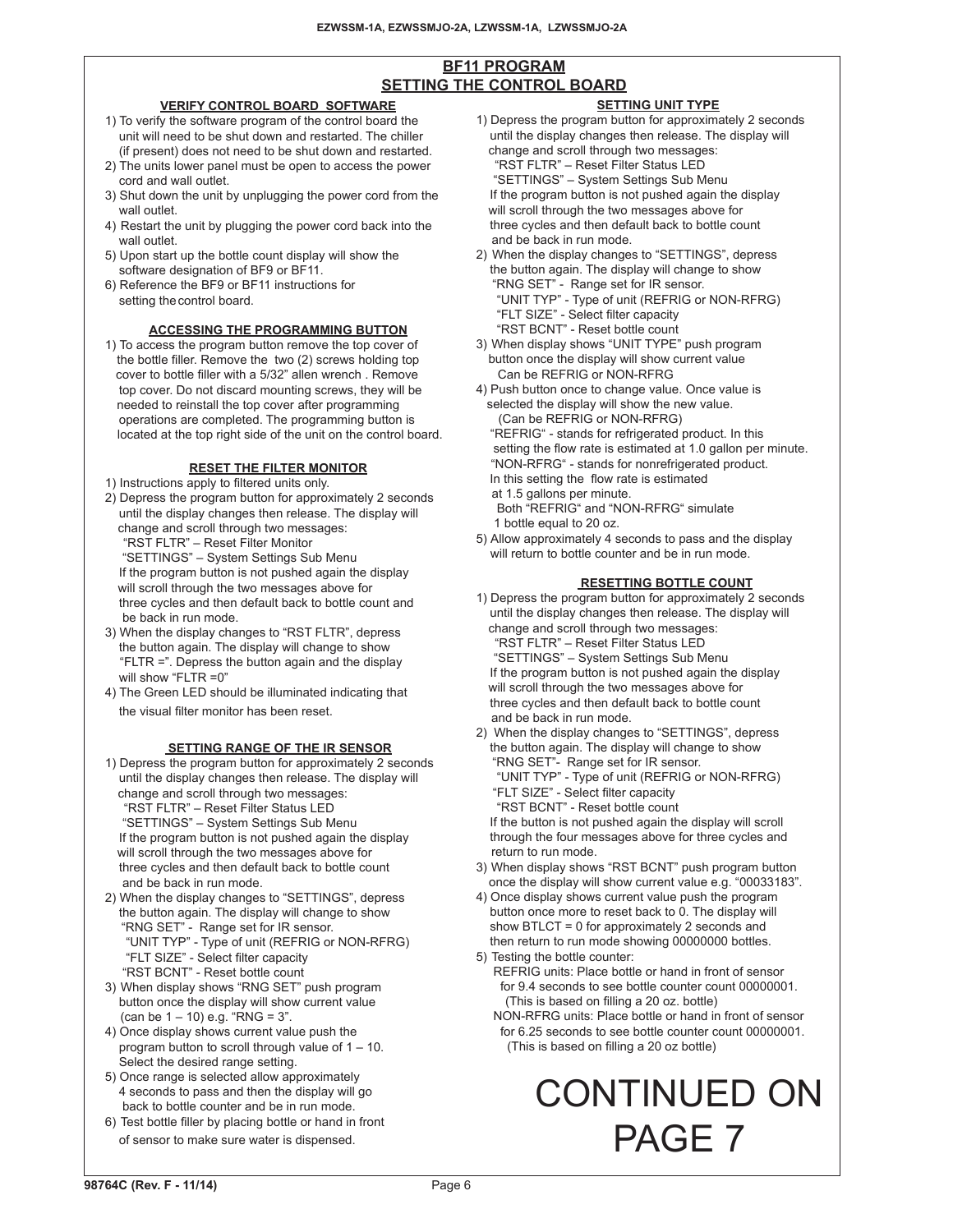## BF11 PROGRAM
## SETTING THE CONTROL BOARD

### VERIFY CONTROL BOARD SOFTWARE

1) To verify the software program of the control board the unit will need to be shut down and restarted. The chiller (if present) does not need to be shut down and restarted.
2) The units lower panel must be open to access the power cord and wall outlet.
3) Shut down the unit by unplugging the power cord from the wall outlet.
4) Restart the unit by plugging the power cord back into the wall outlet.
5) Upon start up the bottle count display will show the software designation of BF9 or BF11.
6) Reference the BF9 or BF11 instructions for setting the control board.

### ACCESSING THE PROGRAMMING BUTTON

1) To access the program button remove the top cover of the bottle filler. Remove the two (2) screws holding top cover to bottle filler with a 5/32" allen wrench . Remove top cover. Do not discard mounting screws, they will be needed to reinstall the top cover after programming operations are completed. The programming button is located at the top right side of the unit on the control board.

### RESET THE FILTER MONITOR

1) Instructions apply to filtered units only.
2) Depress the program button for approximately 2 seconds until the display changes then release. The display will change and scroll through two messages:
   "RST FLTR" – Reset Filter Monitor
   "SETTINGS" – System Settings Sub Menu
   If the program button is not pushed again the display will scroll through the two messages above for three cycles and then default back to bottle count and be back in run mode.
3) When the display changes to "RST FLTR", depress the button again. The display will change to show "FLTR =". Depress the button again and the display will show "FLTR =0"
4) The Green LED should be illuminated indicating that the visual filter monitor has been reset.

### SETTING RANGE OF THE IR SENSOR

1) Depress the program button for approximately 2 seconds until the display changes then release. The display will change and scroll through two messages:
   "RST FLTR" – Reset Filter Status LED
   "SETTINGS" – System Settings Sub Menu
   If the program button is not pushed again the display will scroll through the two messages above for three cycles and then default back to bottle count and be back in run mode.
2) When the display changes to "SETTINGS", depress the button again. The display will change to show
   "RNG SET" - Range set for IR sensor.
   "UNIT TYP" - Type of unit (REFRIG or NON-RFRG)
   "FLT SIZE" - Select filter capacity
   "RST BCNT" - Reset bottle count
3) When display shows "RNG SET" push program button once the display will show current value (can be 1 – 10) e.g. "RNG = 3".
4) Once display shows current value push the program button to scroll through value of 1 – 10. Select the desired range setting.
5) Once range is selected allow approximately 4 seconds to pass and then the display will go back to bottle counter and be in run mode.
6) Test bottle filler by placing bottle or hand in front of sensor to make sure water is dispensed.

### SETTING UNIT TYPE

1) Depress the program button for approximately 2 seconds until the display changes then release. The display will change and scroll through two messages:
   "RST FLTR" – Reset Filter Status LED
   "SETTINGS" – System Settings Sub Menu
   If the program button is not pushed again the display will scroll through the two messages above for three cycles and then default back to bottle count and be back in run mode.
2) When the display changes to "SETTINGS", depress the button again. The display will change to show
   "RNG SET" - Range set for IR sensor.
   "UNIT TYP" - Type of unit (REFRIG or NON-RFRG)
   "FLT SIZE" - Select filter capacity
   "RST BCNT" - Reset bottle count
3) When display shows "UNIT TYPE" push program button once the display will show current value Can be REFRIG or NON-RFRG
4) Push button once to change value. Once value is selected the display will show the new value. (Can be REFRIG or NON-RFRG)
   "REFRIG" - stands for refrigerated product. In this setting the flow rate is estimated at 1.0 gallon per minute.
   "NON-RFRG" - stands for nonrefrigerated product. In this setting the flow rate is estimated at 1.5 gallons per minute.
   Both "REFRIG" and "NON-RFRG" simulate 1 bottle equal to 20 oz.
5) Allow approximately 4 seconds to pass and the display will return to bottle counter and be in run mode.

### RESETTING BOTTLE COUNT

1) Depress the program button for approximately 2 seconds until the display changes then release. The display will change and scroll through two messages:
   "RST FLTR" – Reset Filter Status LED
   "SETTINGS" – System Settings Sub Menu
   If the program button is not pushed again the display will scroll through the two messages above for three cycles and then default back to bottle count and be back in run mode.
2) When the display changes to "SETTINGS", depress the button again. The display will change to show
   "RNG SET"- Range set for IR sensor.
   "UNIT TYP" - Type of unit (REFRIG or NON-RFRG)
   "FLT SIZE" - Select filter capacity
   "RST BCNT" - Reset bottle count
   If the button is not pushed again the display will scroll through the four messages above for three cycles and return to run mode.
3) When display shows "RST BCNT" push program button once the display will show current value e.g. "00033183".
4) Once display shows current value push the program button once more to reset back to 0. The display will show BTLCT = 0 for approximately 2 seconds and then return to run mode showing 00000000 bottles.
5) Testing the bottle counter:
   REFRIG units: Place bottle or hand in front of sensor for 9.4 seconds to see bottle counter count 00000001. (This is based on filling a 20 oz. bottle)
   NON-RFRG units: Place bottle or hand in front of sensor for 6.25 seconds to see bottle counter count 00000001. (This is based on filling a 20 oz bottle)

CONTINUED ON PAGE 7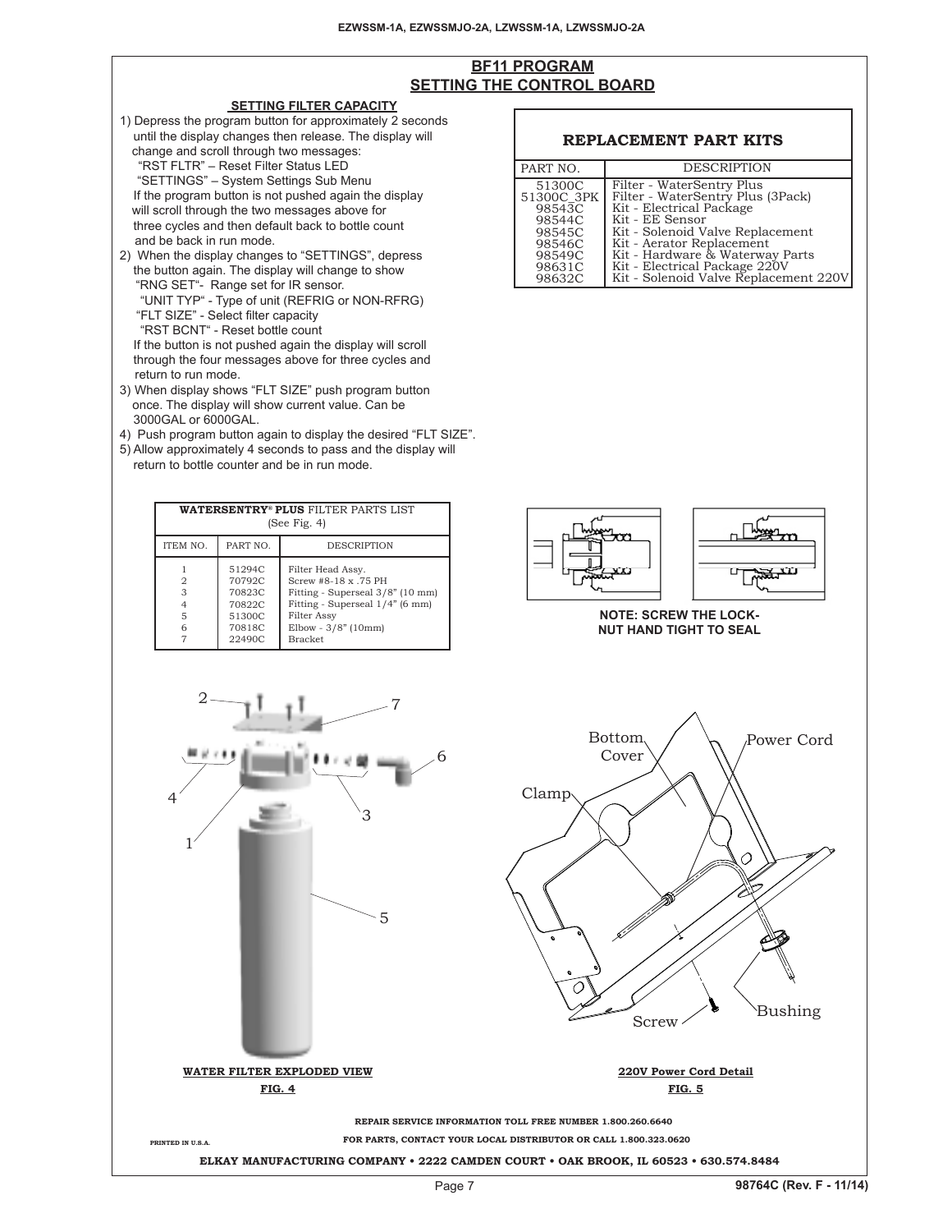## BF11 PROGRAM
## SETTING THE CONTROL BOARD

### SETTING FILTER CAPACITY

1) Depress the program button for approximately 2 seconds until the display changes then release. The display will change and scroll through two messages:
   "RST FLTR" – Reset Filter Status LED
   "SETTINGS" – System Settings Sub Menu
   If the program button is not pushed again the display will scroll through the two messages above for three cycles and then default back to bottle count and be back in run mode.
2) When the display changes to "SETTINGS", depress the button again. The display will change to show
   "RNG SET"- Range set for IR sensor.
   "UNIT TYP" - Type of unit (REFRIG or NON-RFRG)
   "FLT SIZE" - Select filter capacity
   "RST BCNT" - Reset bottle count
   If the button is not pushed again the display will scroll through the four messages above for three cycles and return to run mode.
3) When display shows "FLT SIZE" push program button once. The display will show current value. Can be 3000GAL or 6000GAL.
4) Push program button again to display the desired "FLT SIZE".
5) Allow approximately 4 seconds to pass and the display will return to bottle counter and be in run mode.

**REPLACEMENT PART KITS**

| PART NO. | DESCRIPTION |
|---|---|
| 51300C | Filter - WaterSentry Plus |
| 51300C_3PK | Filter - WaterSentry Plus (3Pack) |
| 98543C | Kit - Electrical Package |
| 98544C | Kit - EE Sensor |
| 98545C | Kit - Solenoid Valve Replacement |
| 98546C | Kit - Aerator Replacement |
| 98549C | Kit - Hardware & Waterway Parts |
| 98631C | Kit - Electrical Package 220V |
| 98632C | Kit - Solenoid Valve Replacement 220V |

**WATERSENTRY® PLUS FILTER PARTS LIST** (See Fig. 4)

| ITEM NO. | PART NO. | DESCRIPTION |
|---|---|---|
| 1 | 51294C | Filter Head Assy. |
| 2 | 70792C | Screw #8-18 x .75 PH |
| 3 | 70823C | Fitting - Superseal 3/8" (10 mm) |
| 4 | 70822C | Fitting - Superseal 1/4" (6 mm) |
| 5 | 51300C | Filter Assy |
| 6 | 70818C | Elbow - 3/8" (10mm) |
| 7 | 22490C | Bracket |

**NOTE: SCREW THE LOCK-NUT HAND TIGHT TO SEAL**

2
7
6
4
3
1
5

**WATER FILTER EXPLODED VIEW**
**FIG. 4**

Bottom Cover
Power Cord
Clamp
Bushing
Screw

**220V Power Cord Detail**
**FIG. 5**

REPAIR SERVICE INFORMATION TOLL FREE NUMBER 1.800.260.6640

FOR PARTS, CONTACT YOUR LOCAL DISTRIBUTOR OR CALL 1.800.323.0620

PRINTED IN U.S.A.

ELKAY MANUFACTURING COMPANY • 2222 CAMDEN COURT • OAK BROOK, IL 60523 • 630.574.8484

98764C (Rev. F - 11/14)